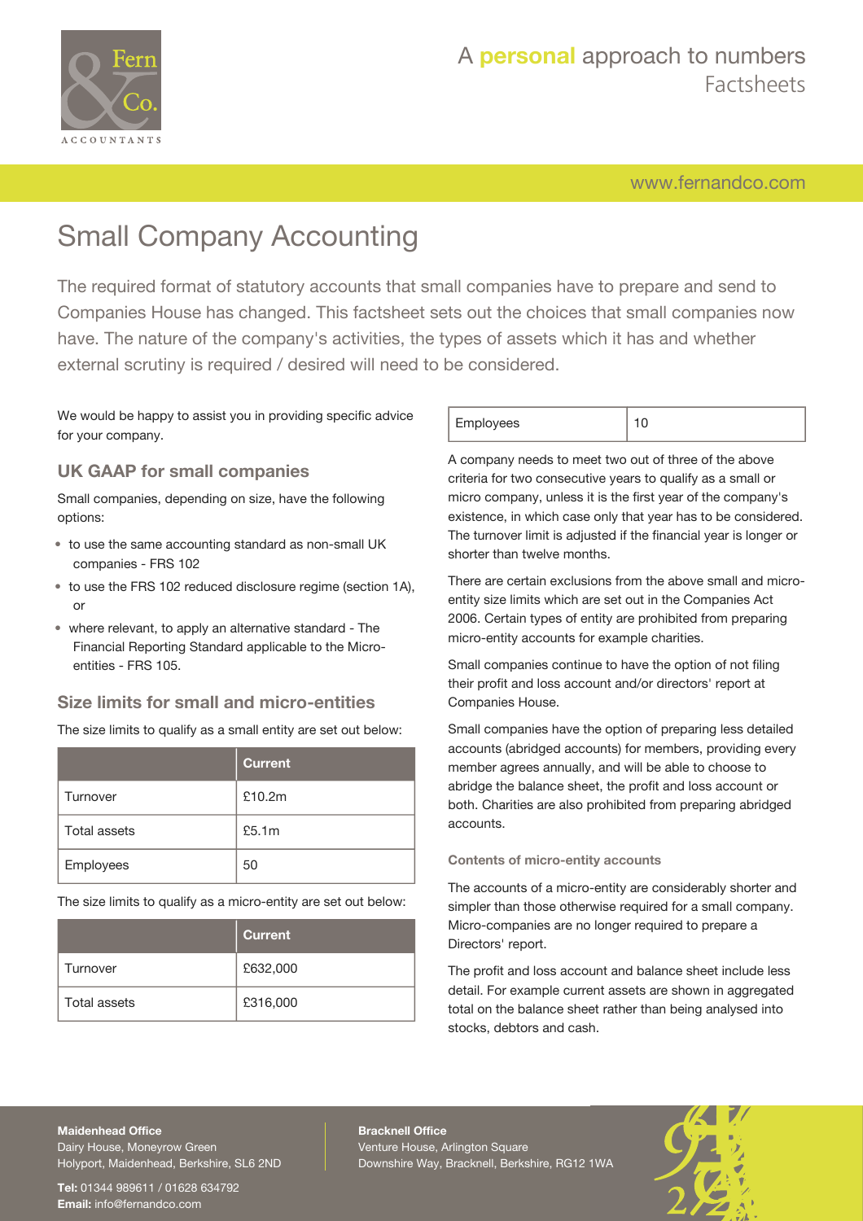# Small Company Accounting

The required format of statutory accounts that small companies have to prepare and send to Companies House has changed. This factsheet sets out the choices that small companies now have. The nature of the company's activities, the types of assets which it has and whether external scrutiny is required / desired will need to be considered.

We would be happy to assist you in providing specific advice for your company.

## UK GAAP for small companies

Small companies, depending on size, have the following options:

- to use the same accounting standard as non-small UK companies - FRS 102
- to use the FRS 102 reduced disclosure regime (section 1A), or
- where relevant, to apply an alternative standard - The Financial Reporting Standard applicable to the Micro-entities - FRS 105.

## Size limits for small and micro-entities

The size limits to qualify as a small entity are set out below:

| | Current |
|---|---|
| Turnover | £10.2m |
| Total assets | £5.1m |
| Employees | 50 |

The size limits to qualify as a micro-entity are set out below:

| | Current |
|---|---|
| Turnover | £632,000 |
| Total assets | £316,000 |
| Employees | 10 |

A company needs to meet two out of three of the above criteria for two consecutive years to qualify as a small or micro company, unless it is the first year of the company's existence, in which case only that year has to be considered. The turnover limit is adjusted if the financial year is longer or shorter than twelve months.

There are certain exclusions from the above small and micro-entity size limits which are set out in the Companies Act 2006. Certain types of entity are prohibited from preparing micro-entity accounts for example charities.

Small companies continue to have the option of not filing their profit and loss account and/or directors' report at Companies House.

Small companies have the option of preparing less detailed accounts (abridged accounts) for members, providing every member agrees annually, and will be able to choose to abridge the balance sheet, the profit and loss account or both. Charities are also prohibited from preparing abridged accounts.

### Contents of micro-entity accounts

The accounts of a micro-entity are considerably shorter and simpler than those otherwise required for a small company. Micro-companies are no longer required to prepare a Directors' report.

The profit and loss account and balance sheet include less detail. For example current assets are shown in aggregated total on the balance sheet rather than being analysed into stocks, debtors and cash.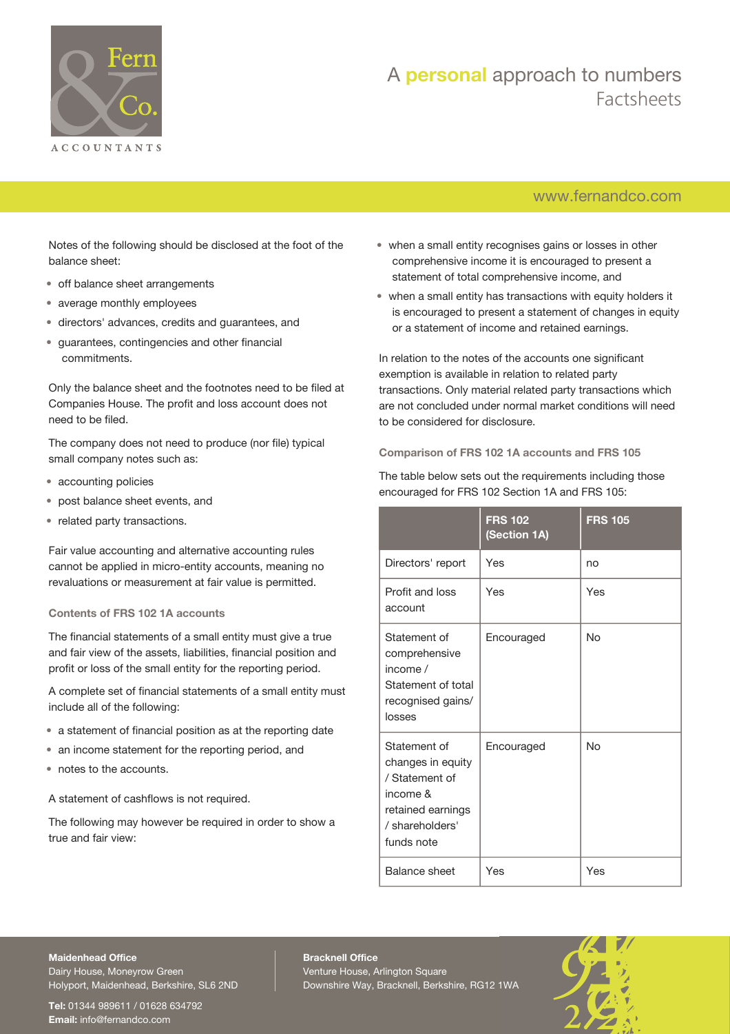Notes of the following should be disclosed at the foot of the balance sheet:

- off balance sheet arrangements
- average monthly employees
- directors' advances, credits and guarantees, and
- guarantees, contingencies and other financial commitments.

Only the balance sheet and the footnotes need to be filed at Companies House. The profit and loss account does not need to be filed.

The company does not need to produce (nor file) typical small company notes such as:

- accounting policies
- post balance sheet events, and
- related party transactions.

Fair value accounting and alternative accounting rules cannot be applied in micro-entity accounts, meaning no revaluations or measurement at fair value is permitted.

### Contents of FRS 102 1A accounts

The financial statements of a small entity must give a true and fair view of the assets, liabilities, financial position and profit or loss of the small entity for the reporting period.

A complete set of financial statements of a small entity must include all of the following:

- a statement of financial position as at the reporting date
- an income statement for the reporting period, and
- notes to the accounts.

A statement of cashflows is not required.

The following may however be required in order to show a true and fair view:

- when a small entity recognises gains or losses in other comprehensive income it is encouraged to present a statement of total comprehensive income, and
- when a small entity has transactions with equity holders it is encouraged to present a statement of changes in equity or a statement of income and retained earnings.

In relation to the notes of the accounts one significant exemption is available in relation to related party transactions. Only material related party transactions which are not concluded under normal market conditions will need to be considered for disclosure.

### Comparison of FRS 102 1A accounts and FRS 105

The table below sets out the requirements including those encouraged for FRS 102 Section 1A and FRS 105:

| | FRS 102 (Section 1A) | FRS 105 |
|---|---|---|
| Directors' report | Yes | no |
| Profit and loss account | Yes | Yes |
| Statement of comprehensive income / Statement of total recognised gains/ losses | Encouraged | No |
| Statement of changes in equity / Statement of income & retained earnings / shareholders' funds note | Encouraged | No |
| Balance sheet | Yes | Yes |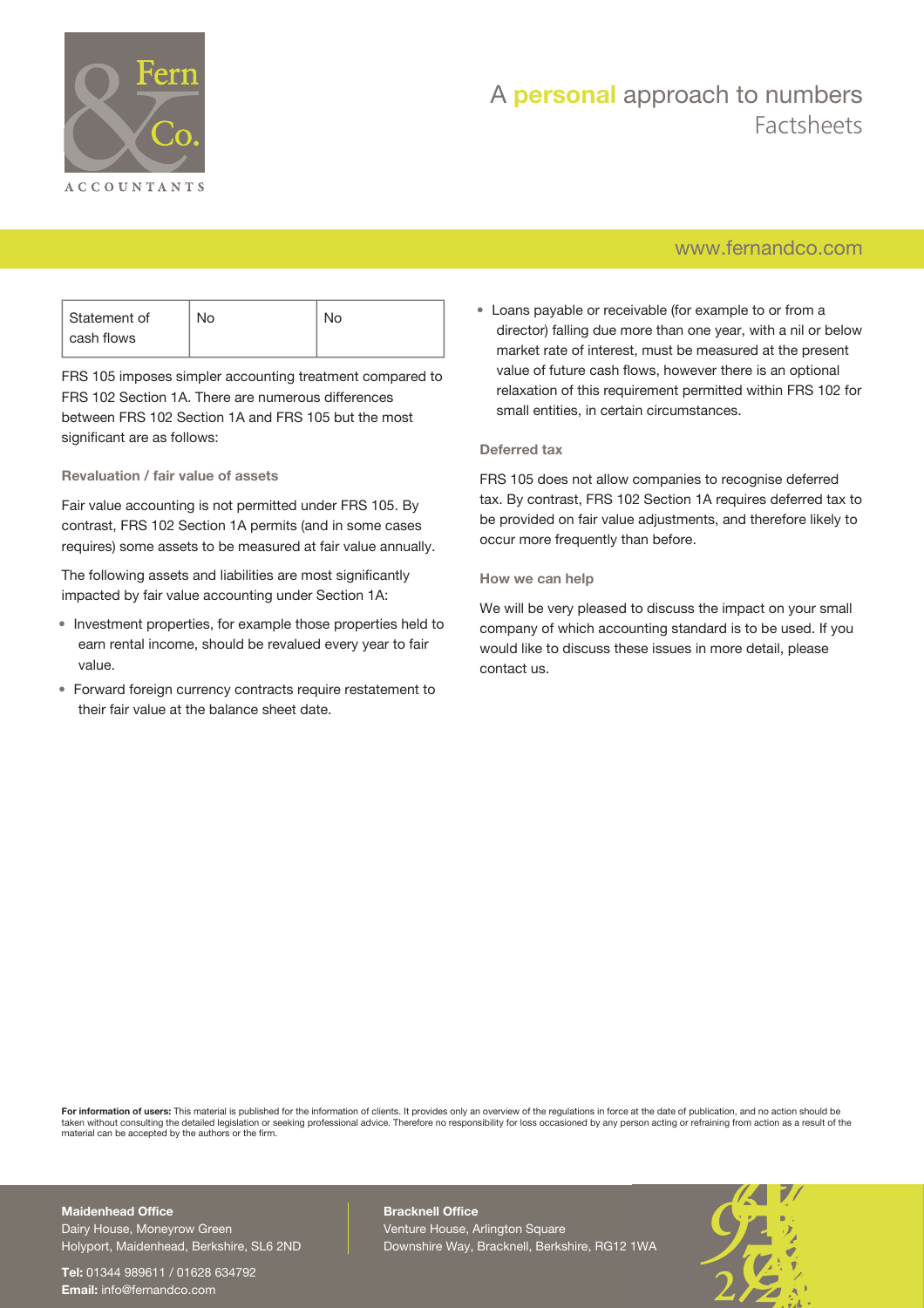| | | |
|---|---|---|
| Statement of cash flows | No | No |

FRS 105 imposes simpler accounting treatment compared to FRS 102 Section 1A. There are numerous differences between FRS 102 Section 1A and FRS 105 but the most significant are as follows:

### Revaluation / fair value of assets

Fair value accounting is not permitted under FRS 105. By contrast, FRS 102 Section 1A permits (and in some cases requires) some assets to be measured at fair value annually.

The following assets and liabilities are most significantly impacted by fair value accounting under Section 1A:

- Investment properties, for example those properties held to earn rental income, should be revalued every year to fair value.
- Forward foreign currency contracts require restatement to their fair value at the balance sheet date.
- Loans payable or receivable (for example to or from a director) falling due more than one year, with a nil or below market rate of interest, must be measured at the present value of future cash flows, however there is an optional relaxation of this requirement permitted within FRS 102 for small entities, in certain circumstances.

### Deferred tax

FRS 105 does not allow companies to recognise deferred tax. By contrast, FRS 102 Section 1A requires deferred tax to be provided on fair value adjustments, and therefore likely to occur more frequently than before.

### How we can help

We will be very pleased to discuss the impact on your small company of which accounting standard is to be used. If you would like to discuss these issues in more detail, please contact us.

**For information of users:** This material is published for the information of clients. It provides only an overview of the regulations in force at the date of publication, and no action should be taken without consulting the detailed legislation or seeking professional advice. Therefore no responsibility for loss occasioned by any person acting or refraining from action as a result of the material can be accepted by the authors or the firm.